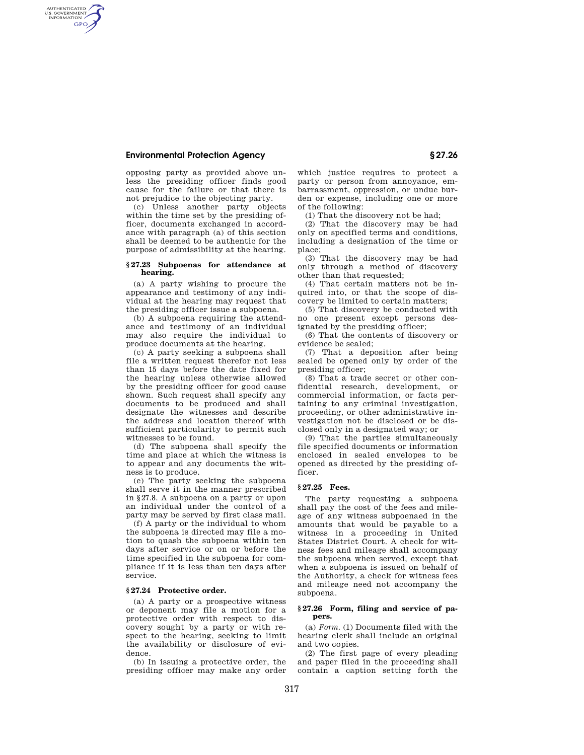opposing party as provided above unless the presiding officer finds good cause for the failure or that there is not prejudice to the objecting party.

(c) Unless another party objects within the time set by the presiding officer, documents exchanged in accordance with paragraph (a) of this section shall be deemed to be authentic for the purpose of admissibility at the hearing.

### § 27.23 Subpoenas for attendance at hearing.

(a) A party wishing to procure the appearance and testimony of any individual at the hearing may request that the presiding officer issue a subpoena.

(b) A subpoena requiring the attendance and testimony of an individual may also require the individual to produce documents at the hearing.

(c) A party seeking a subpoena shall file a written request therefor not less than 15 days before the date fixed for the hearing unless otherwise allowed by the presiding officer for good cause shown. Such request shall specify any documents to be produced and shall designate the witnesses and describe the address and location thereof with sufficient particularity to permit such witnesses to be found.

(d) The subpoena shall specify the time and place at which the witness is to appear and any documents the witness is to produce.

(e) The party seeking the subpoena shall serve it in the manner prescribed in § 27.8. A subpoena on a party or upon an individual under the control of a party may be served by first class mail.

(f) A party or the individual to whom the subpoena is directed may file a motion to quash the subpoena within ten days after service or on or before the time specified in the subpoena for compliance if it is less than ten days after service.

### § 27.24 Protective order.

(a) A party or a prospective witness or deponent may file a motion for a protective order with respect to discovery sought by a party or with respect to the hearing, seeking to limit the availability or disclosure of evidence.

(b) In issuing a protective order, the presiding officer may make any order which justice requires to protect a party or person from annoyance, embarrassment, oppression, or undue burden or expense, including one or more of the following:

(1) That the discovery not be had;

(2) That the discovery may be had only on specified terms and conditions, including a designation of the time or place;

(3) That the discovery may be had only through a method of discovery other than that requested;

(4) That certain matters not be inquired into, or that the scope of discovery be limited to certain matters;

(5) That discovery be conducted with no one present except persons designated by the presiding officer;

(6) That the contents of discovery or evidence be sealed;

(7) That a deposition after being sealed be opened only by order of the presiding officer;

(8) That a trade secret or other confidential research, development, or commercial information, or facts pertaining to any criminal investigation, proceeding, or other administrative investigation not be disclosed or be disclosed only in a designated way; or

(9) That the parties simultaneously file specified documents or information enclosed in sealed envelopes to be opened as directed by the presiding officer.

### § 27.25 Fees.

The party requesting a subpoena shall pay the cost of the fees and mileage of any witness subpoenaed in the amounts that would be payable to a witness in a proceeding in United States District Court. A check for witness fees and mileage shall accompany the subpoena when served, except that when a subpoena is issued on behalf of the Authority, a check for witness fees and mileage need not accompany the subpoena.

### § 27.26 Form, filing and service of papers.

(a) *Form.* (1) Documents filed with the hearing clerk shall include an original and two copies.

(2) The first page of every pleading and paper filed in the proceeding shall contain a caption setting forth the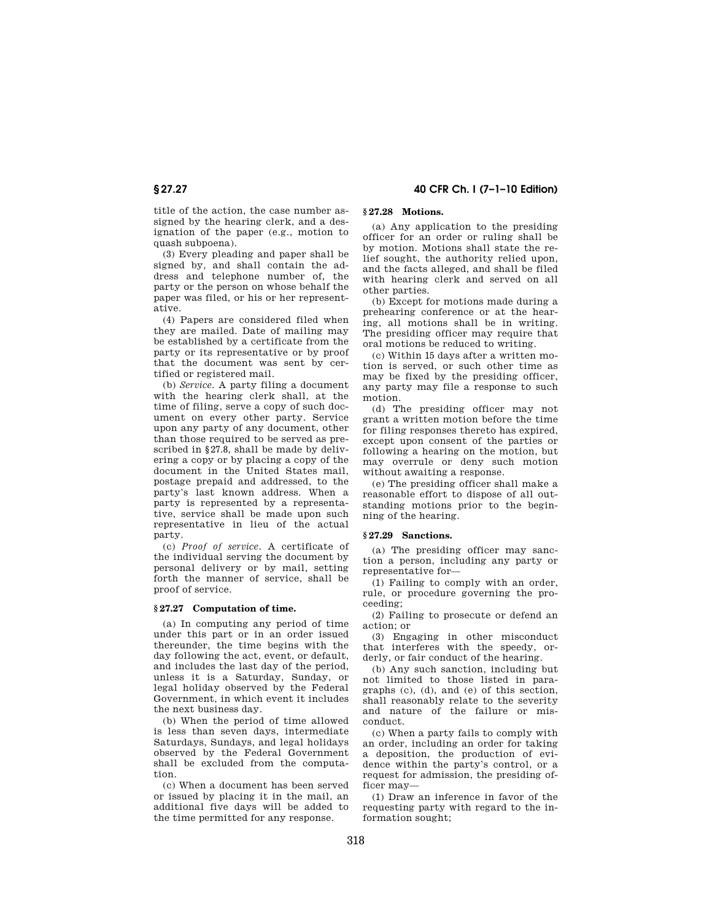title of the action, the case number assigned by the hearing clerk, and a designation of the paper (e.g., motion to quash subpoena).

(3) Every pleading and paper shall be signed by, and shall contain the address and telephone number of, the party or the person on whose behalf the paper was filed, or his or her representative.

(4) Papers are considered filed when they are mailed. Date of mailing may be established by a certificate from the party or its representative or by proof that the document was sent by certified or registered mail.

(b) *Service.* A party filing a document with the hearing clerk shall, at the time of filing, serve a copy of such document on every other party. Service upon any party of any document, other than those required to be served as prescribed in §27.8, shall be made by delivering a copy or by placing a copy of the document in the United States mail, postage prepaid and addressed, to the party's last known address. When a party is represented by a representative, service shall be made upon such representative in lieu of the actual party.

(c) *Proof of service.* A certificate of the individual serving the document by personal delivery or by mail, setting forth the manner of service, shall be proof of service.

### § 27.27 Computation of time.

(a) In computing any period of time under this part or in an order issued thereunder, the time begins with the day following the act, event, or default, and includes the last day of the period, unless it is a Saturday, Sunday, or legal holiday observed by the Federal Government, in which event it includes the next business day.

(b) When the period of time allowed is less than seven days, intermediate Saturdays, Sundays, and legal holidays observed by the Federal Government shall be excluded from the computation.

(c) When a document has been served or issued by placing it in the mail, an additional five days will be added to the time permitted for any response.

### § 27.28 Motions.

(a) Any application to the presiding officer for an order or ruling shall be by motion. Motions shall state the relief sought, the authority relied upon, and the facts alleged, and shall be filed with hearing clerk and served on all other parties.

(b) Except for motions made during a prehearing conference or at the hearing, all motions shall be in writing. The presiding officer may require that oral motions be reduced to writing.

(c) Within 15 days after a written motion is served, or such other time as may be fixed by the presiding officer, any party may file a response to such motion.

(d) The presiding officer may not grant a written motion before the time for filing responses thereto has expired, except upon consent of the parties or following a hearing on the motion, but may overrule or deny such motion without awaiting a response.

(e) The presiding officer shall make a reasonable effort to dispose of all outstanding motions prior to the beginning of the hearing.

### § 27.29 Sanctions.

(a) The presiding officer may sanction a person, including any party or representative for—

(1) Failing to comply with an order, rule, or procedure governing the proceeding;

(2) Failing to prosecute or defend an action; or

(3) Engaging in other misconduct that interferes with the speedy, orderly, or fair conduct of the hearing.

(b) Any such sanction, including but not limited to those listed in paragraphs (c), (d), and (e) of this section, shall reasonably relate to the severity and nature of the failure or misconduct.

(c) When a party fails to comply with an order, including an order for taking a deposition, the production of evidence within the party's control, or a request for admission, the presiding officer may—

(1) Draw an inference in favor of the requesting party with regard to the information sought;